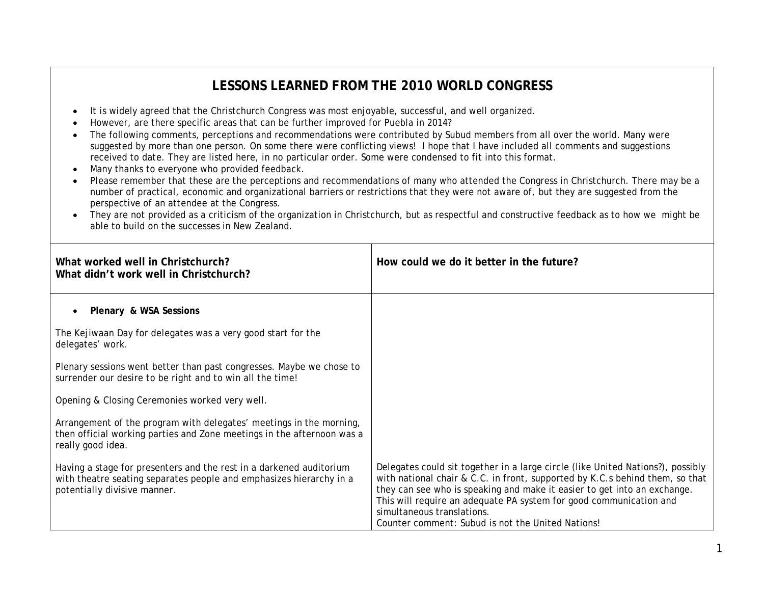# LESSONS LEARNED FROM THE 2010 WORLD CONGRESS

- It is widely agreed that the Christchurch Congress was most enjoyable, successful, and well organized.
- However, are there specific areas that can be further improved for Puebla in 2014?
- The following comments, perceptions and recommendations were contributed by Subud members from all over the world. Many were suggested by more than one person. On some there were conflicting views! I hope that I have included all comments and suggestions received to date. They are listed here, in no particular order. Some were condensed to fit into this format.
- Many thanks to everyone who provided feedback.
- Please remember that these are the perceptions and recommendations of many who attended the Congress in Christchurch. There may be a number of practical, economic and organizational barriers or restrictions that they were not aware of, but they are suggested from the perspective of an attendee at the Congress.
- They are not provided as a criticism of the organization in Christchurch, but as respectful and constructive feedback as to how we might be able to build on the successes in New Zealand.

| What worked well in Christchurch?<br>What didn't work well in Christchurch? | How could we do it better in the future? |
|---|---|
| • **Plenary & WSA Sessions**<br><br>The Kejiwaan Day for delegates was a very good start for the delegates' work.<br><br>Plenary sessions went better than past congresses. Maybe we chose to surrender our desire to be right and to win all the time!<br><br>Opening & Closing Ceremonies worked very well.<br><br>Arrangement of the program with delegates' meetings in the morning, then official working parties and Zone meetings in the afternoon was a really good idea. | |
| Having a stage for presenters and the rest in a darkened auditorium with theatre seating separates people and emphasizes hierarchy in a potentially divisive manner. | Delegates could sit together in a large circle (like United Nations?), possibly with national chair & C.C. in front, supported by K.C.s behind them, so that they can see who is speaking and make it easier to get into an exchange. This will require an adequate PA system for good communication and simultaneous translations.<br>Counter comment: Subud is not the United Nations! |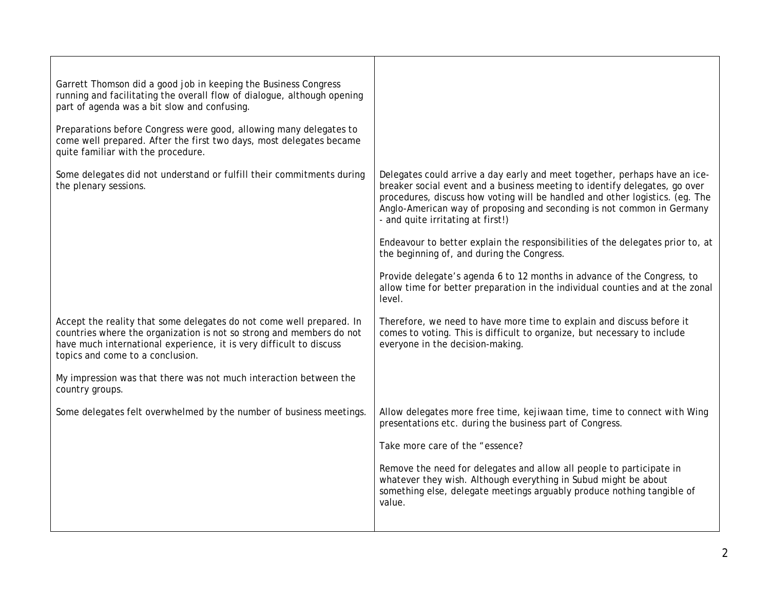| | |
|---|---|
| Garrett Thomson did a good job in keeping the Business Congress running and facilitating the overall flow of dialogue, although opening part of agenda was a bit slow and confusing. | |
| Preparations before Congress were good, allowing many delegates to come well prepared. After the first two days, most delegates became quite familiar with the procedure. | |
| Some delegates did not understand or fulfill their commitments during the plenary sessions. | Delegates could arrive a day early and meet together, perhaps have an ice-breaker social event and a business meeting to identify delegates, go over procedures, discuss how voting will be handled and other logistics. (eg. The Anglo-American way of proposing and seconding is not common in Germany - and quite irritating at first!)<br><br>Endeavour to better explain the responsibilities of the delegates prior to, at the beginning of, and during the Congress.<br><br>Provide delegate's agenda 6 to 12 months in advance of the Congress, to allow time for better preparation in the individual counties and at the zonal level. |
| Accept the reality that some delegates do not come well prepared. In countries where the organization is not so strong and members do not have much international experience, it is very difficult to discuss topics and come to a conclusion. | Therefore, we need to have more time to explain and discuss before it comes to voting. This is difficult to organize, but necessary to include everyone in the decision-making. |
| My impression was that there was not much interaction between the country groups. | |
| Some delegates felt overwhelmed by the number of business meetings. | Allow delegates more free time, kejiwaan time, time to connect with Wing presentations etc. during the business part of Congress.<br><br>Take more care of the "essence?<br><br>Remove the need for delegates and allow all people to participate in whatever they wish. Although everything in Subud might be about something else, delegate meetings arguably produce nothing tangible of value. |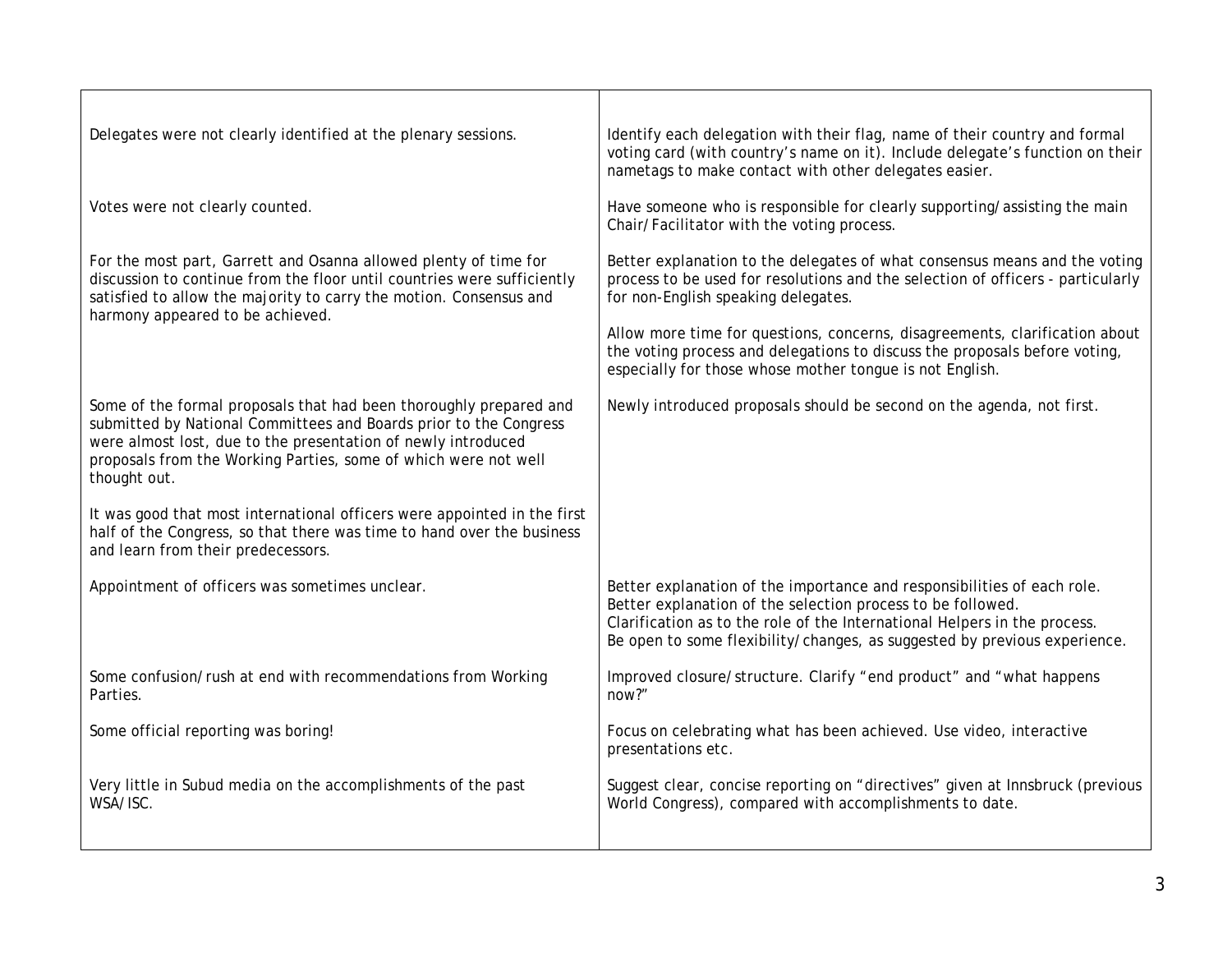| | |
|---|---|
| Delegates were not clearly identified at the plenary sessions. | Identify each delegation with their flag, name of their country and formal voting card (with country's name on it). Include delegate's function on their nametags to make contact with other delegates easier. |
| Votes were not clearly counted. | Have someone who is responsible for clearly supporting/assisting the main Chair/Facilitator with the voting process. |
| For the most part, Garrett and Osanna allowed plenty of time for discussion to continue from the floor until countries were sufficiently satisfied to allow the majority to carry the motion. Consensus and harmony appeared to be achieved. | Better explanation to the delegates of what consensus means and the voting process to be used for resolutions and the selection of officers - particularly for non-English speaking delegates.<br><br>Allow more time for questions, concerns, disagreements, clarification about the voting process and delegations to discuss the proposals before voting, especially for those whose mother tongue is not English. |
| Some of the formal proposals that had been thoroughly prepared and submitted by National Committees and Boards prior to the Congress were almost lost, due to the presentation of newly introduced proposals from the Working Parties, some of which were not well thought out. | Newly introduced proposals should be second on the agenda, not first. |
| It was good that most international officers were appointed in the first half of the Congress, so that there was time to hand over the business and learn from their predecessors. | |
| Appointment of officers was sometimes unclear. | Better explanation of the importance and responsibilities of each role.<br>Better explanation of the selection process to be followed.<br>Clarification as to the role of the International Helpers in the process.<br>Be open to some flexibility/changes, as suggested by previous experience. |
| Some confusion/rush at end with recommendations from Working Parties. | Improved closure/structure. Clarify "end product" and "what happens now?" |
| Some official reporting was boring! | Focus on celebrating what has been achieved. Use video, interactive presentations etc. |
| Very little in Subud media on the accomplishments of the past WSA/ISC. | Suggest clear, concise reporting on "directives" given at Innsbruck (previous World Congress), compared with accomplishments to date. |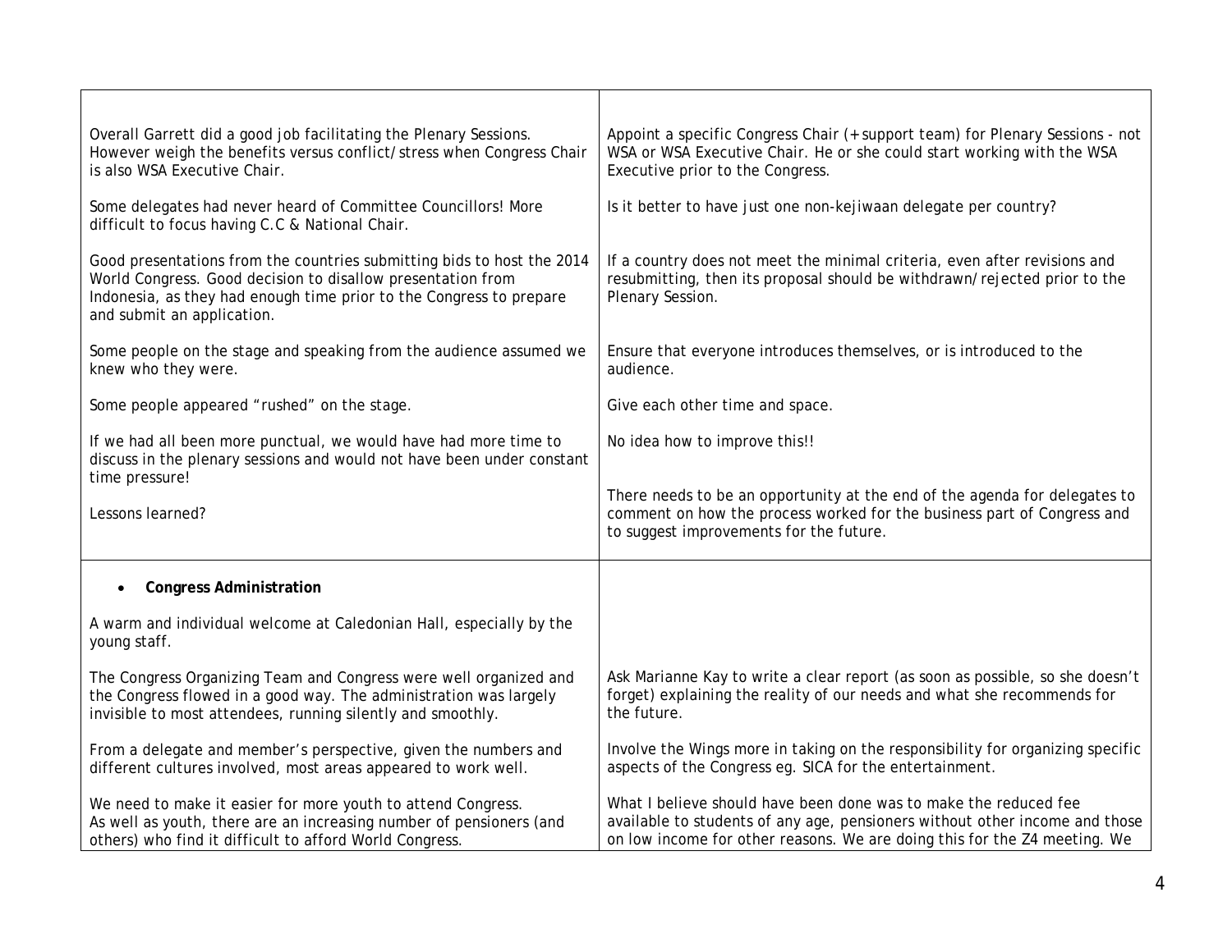| | |
|---|---|
| Overall Garrett did a good job facilitating the Plenary Sessions. However weigh the benefits versus conflict/stress when Congress Chair is also WSA Executive Chair. | Appoint a specific Congress Chair (+ support team) for Plenary Sessions - not WSA or WSA Executive Chair. He or she could start working with the WSA Executive prior to the Congress. |
| Some delegates had never heard of Committee Councillors! More difficult to focus having C.C & National Chair. | Is it better to have just one non-kejiwaan delegate per country? |
| Good presentations from the countries submitting bids to host the 2014 World Congress. Good decision to disallow presentation from Indonesia, as they had enough time prior to the Congress to prepare and submit an application. | If a country does not meet the minimal criteria, even after revisions and resubmitting, then its proposal should be withdrawn/rejected prior to the Plenary Session. |
| Some people on the stage and speaking from the audience assumed we knew who they were. | Ensure that everyone introduces themselves, or is introduced to the audience. |
| Some people appeared "rushed" on the stage. | Give each other time and space. |
| If we had all been more punctual, we would have had more time to discuss in the plenary sessions and would not have been under constant time pressure! | No idea how to improve this!! |
| Lessons learned? | There needs to be an opportunity at the end of the agenda for delegates to comment on how the process worked for the business part of Congress and to suggest improvements for the future. |
| • **Congress Administration** | |
| A warm and individual welcome at Caledonian Hall, especially by the young staff. | |
| The Congress Organizing Team and Congress were well organized and the Congress flowed in a good way. The administration was largely invisible to most attendees, running silently and smoothly. | Ask Marianne Kay to write a clear report (as soon as possible, so she doesn't forget) explaining the reality of our needs and what she recommends for the future. |
| From a delegate and member's perspective, given the numbers and different cultures involved, most areas appeared to work well. | Involve the Wings more in taking on the responsibility for organizing specific aspects of the Congress eg. SICA for the entertainment. |
| We need to make it easier for more youth to attend Congress. As well as youth, there are an increasing number of pensioners (and others) who find it difficult to afford World Congress. | What I believe should have been done was to make the reduced fee available to students of any age, pensioners without other income and those on low income for other reasons. We are doing this for the Z4 meeting. We |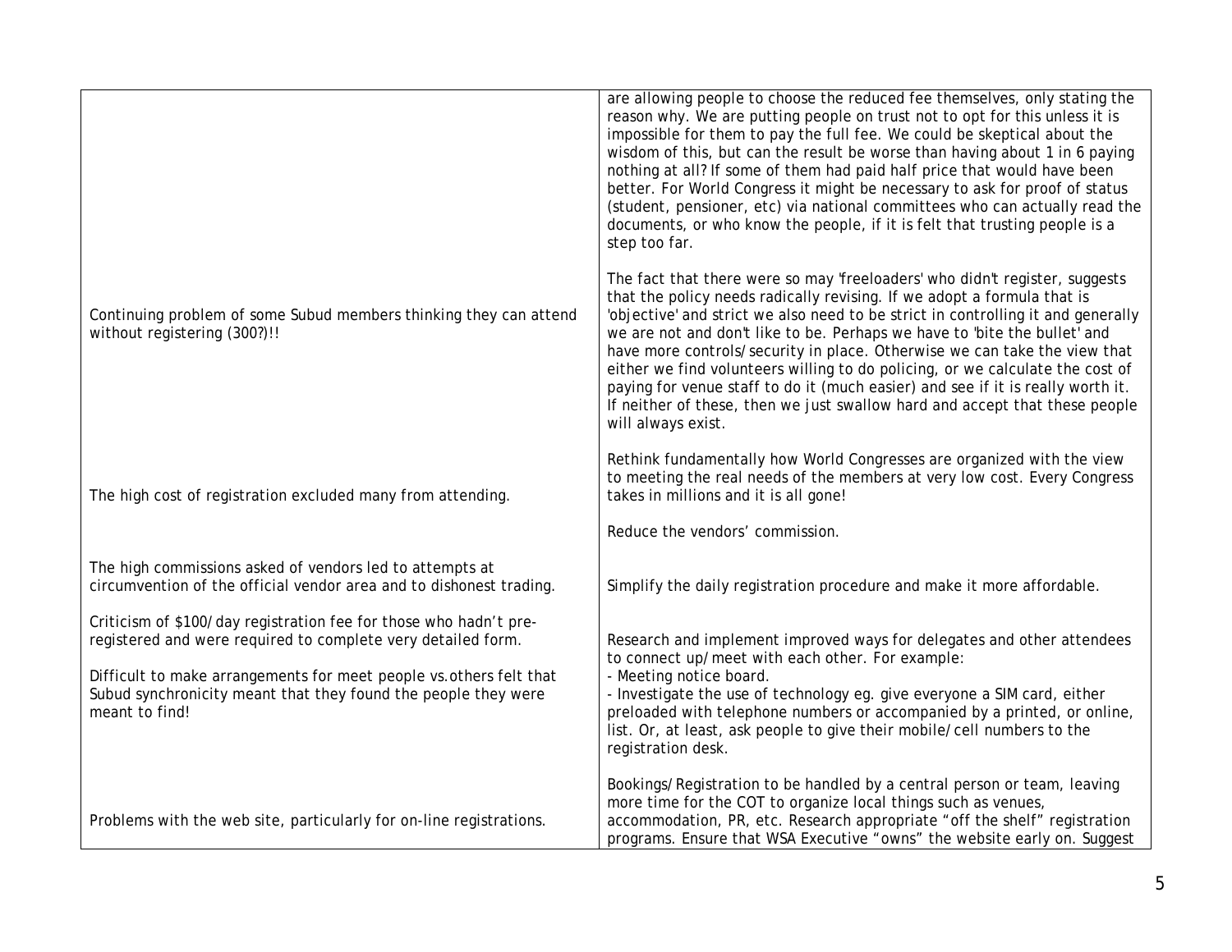| | |
|---|---|
| | are allowing people to choose the reduced fee themselves, only stating the reason why. We are putting people on trust not to opt for this unless it is impossible for them to pay the full fee. We could be skeptical about the wisdom of this, but can the result be worse than having about 1 in 6 paying nothing at all? If some of them had paid half price that would have been better. For World Congress it might be necessary to ask for proof of status (student, pensioner, etc) via national committees who can actually read the documents, or who know the people, if it is felt that trusting people is a step too far. |
| Continuing problem of some Subud members thinking they can attend without registering (300?)!! | The fact that there were so may 'freeloaders' who didn't register, suggests that the policy needs radically revising. If we adopt a formula that is 'objective' and strict we also need to be strict in controlling it and generally we are not and don't like to be. Perhaps we have to 'bite the bullet' and have more controls/security in place. Otherwise we can take the view that either we find volunteers willing to do policing, or we calculate the cost of paying for venue staff to do it (much easier) and see if it is really worth it. If neither of these, then we just swallow hard and accept that these people will always exist. |
| The high cost of registration excluded many from attending. | Rethink fundamentally how World Congresses are organized with the view to meeting the real needs of the members at very low cost. Every Congress takes in millions and it is all gone! |
| The high commissions asked of vendors led to attempts at circumvention of the official vendor area and to dishonest trading. | Reduce the vendors' commission. |
| Criticism of \$100/day registration fee for those who hadn't pre-registered and were required to complete very detailed form. | Simplify the daily registration procedure and make it more affordable. |
| Difficult to make arrangements for meet people vs. others felt that Subud synchronicity meant that they found the people they were meant to find! | Research and implement improved ways for delegates and other attendees to connect up/meet with each other. For example:<br>- Meeting notice board.<br>- Investigate the use of technology eg. give everyone a SIM card, either preloaded with telephone numbers or accompanied by a printed, or online, list. Or, at least, ask people to give their mobile/cell numbers to the registration desk. |
| Problems with the web site, particularly for on-line registrations. | Bookings/Registration to be handled by a central person or team, leaving more time for the COT to organize local things such as venues, accommodation, PR, etc. Research appropriate "off the shelf" registration programs. Ensure that WSA Executive "owns" the website early on. Suggest |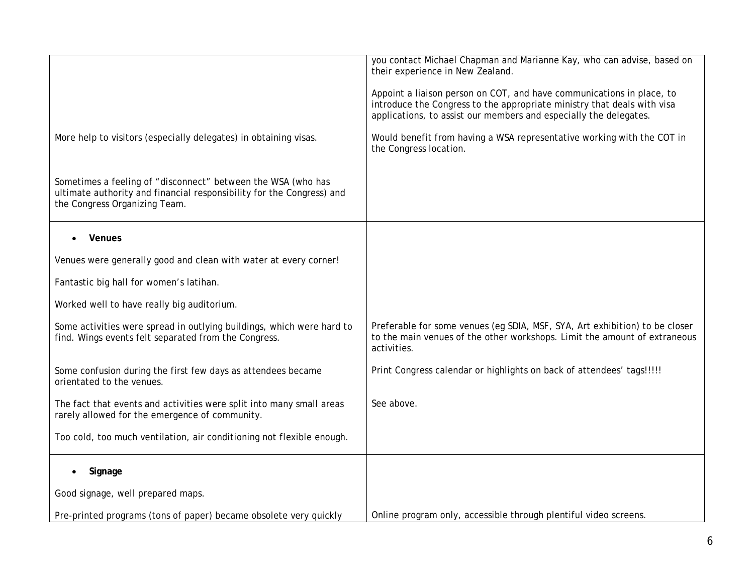| | |
|---|---|
| | you contact Michael Chapman and Marianne Kay, who can advise, based on their experience in New Zealand.<br><br>Appoint a liaison person on COT, and have communications in place, to introduce the Congress to the appropriate ministry that deals with visa applications, to assist our members and especially the delegates. |
| More help to visitors (especially delegates) in obtaining visas. | Would benefit from having a WSA representative working with the COT in the Congress location. |
| Sometimes a feeling of "disconnect" between the WSA (who has ultimate authority and financial responsibility for the Congress) and the Congress Organizing Team. | |
| • **Venues** | |
| Venues were generally good and clean with water at every corner! | |
| Fantastic big hall for women's latihan. | |
| Worked well to have really big auditorium. | |
| Some activities were spread in outlying buildings, which were hard to find. Wings events felt separated from the Congress. | Preferable for some venues (eg SDIA, MSF, SYA, Art exhibition) to be closer to the main venues of the other workshops. Limit the amount of extraneous activities. |
| Some confusion during the first few days as attendees became orientated to the venues. | Print Congress calendar or highlights on back of attendees' tags!!!!! |
| The fact that events and activities were split into many small areas rarely allowed for the emergence of community. | See above. |
| Too cold, too much ventilation, air conditioning not flexible enough. | |
| • **Signage** | |
| Good signage, well prepared maps. | |
| Pre-printed programs (tons of paper) became obsolete very quickly | Online program only, accessible through plentiful video screens. |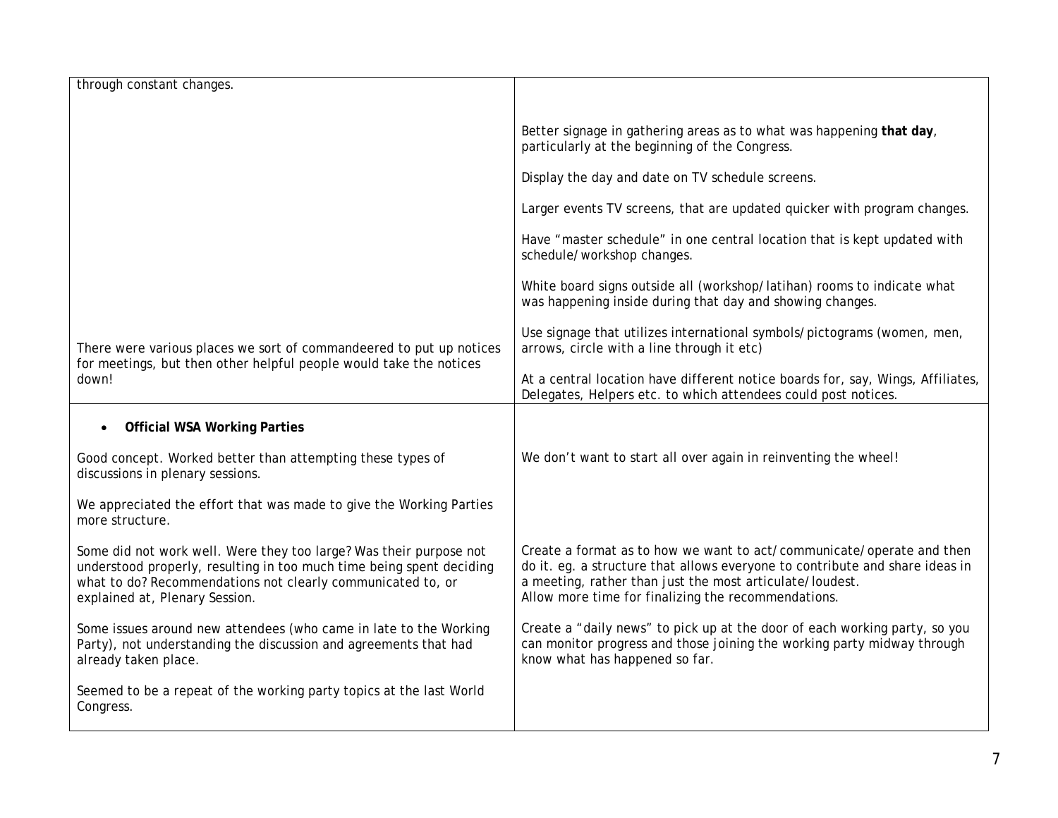| | |
|---|---|
| through constant changes. | |
| | Better signage in gathering areas as to what was happening **that day**, particularly at the beginning of the Congress.<br><br>Display the day and date on TV schedule screens.<br><br>Larger events TV screens, that are updated quicker with program changes.<br><br>Have "master schedule" in one central location that is kept updated with schedule/workshop changes.<br><br>White board signs outside all (workshop/latihan) rooms to indicate what was happening inside during that day and showing changes.<br><br>Use signage that utilizes international symbols/pictograms (women, men, arrows, circle with a line through it etc) |
| There were various places we sort of commandeered to put up notices for meetings, but then other helpful people would take the notices down! | At a central location have different notice boards for, say, Wings, Affiliates, Delegates, Helpers etc. to which attendees could post notices. |
| • **Official WSA Working Parties** | |
| Good concept. Worked better than attempting these types of discussions in plenary sessions. | We don't want to start all over again in reinventing the wheel! |
| We appreciated the effort that was made to give the Working Parties more structure. | |
| Some did not work well. Were they too large? Was their purpose not understood properly, resulting in too much time being spent deciding what to do? Recommendations not clearly communicated to, or explained at, Plenary Session. | Create a format as to how we want to act/communicate/operate and then do it. eg. a structure that allows everyone to contribute and share ideas in a meeting, rather than just the most articulate/loudest.<br>Allow more time for finalizing the recommendations. |
| Some issues around new attendees (who came in late to the Working Party), not understanding the discussion and agreements that had already taken place. | Create a "daily news" to pick up at the door of each working party, so you can monitor progress and those joining the working party midway through know what has happened so far. |
| Seemed to be a repeat of the working party topics at the last World Congress. | |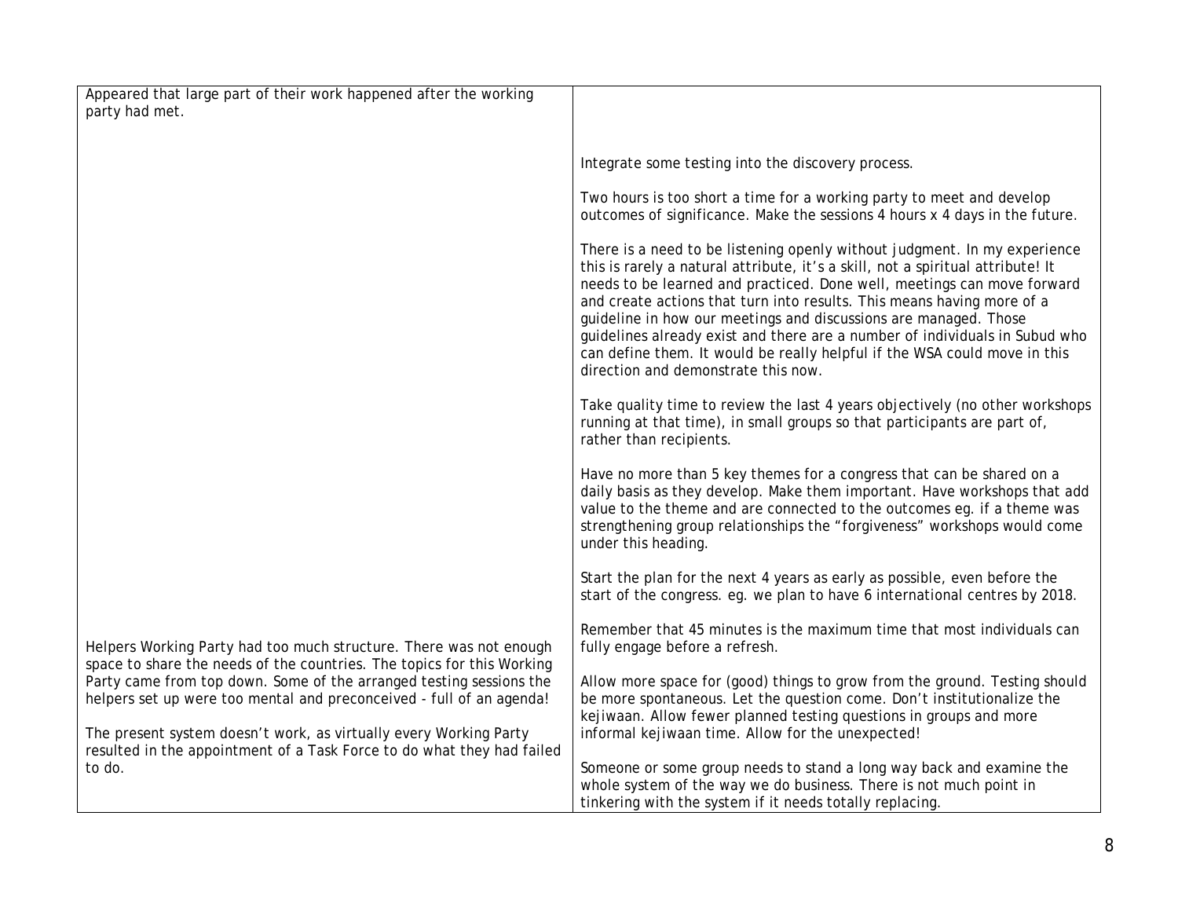| | |
|---|---|
| Appeared that large part of their work happened after the working party had met. | |
| | Integrate some testing into the discovery process.<br><br>Two hours is too short a time for a working party to meet and develop outcomes of significance. Make the sessions 4 hours x 4 days in the future.<br><br>There is a need to be listening openly without judgment. In my experience this is rarely a natural attribute, it's a skill, not a spiritual attribute! It needs to be learned and practiced. Done well, meetings can move forward and create actions that turn into results. This means having more of a guideline in how our meetings and discussions are managed. Those guidelines already exist and there are a number of individuals in Subud who can define them. It would be really helpful if the WSA could move in this direction and demonstrate this now.<br><br>Take quality time to review the last 4 years objectively (no other workshops running at that time), in small groups so that participants are part of, rather than recipients.<br><br>Have no more than 5 key themes for a congress that can be shared on a daily basis as they develop. Make them important. Have workshops that add value to the theme and are connected to the outcomes eg. if a theme was strengthening group relationships the "forgiveness" workshops would come under this heading.<br><br>Start the plan for the next 4 years as early as possible, even before the start of the congress. eg. we plan to have 6 international centres by 2018.<br><br>Remember that 45 minutes is the maximum time that most individuals can fully engage before a refresh. |
| Helpers Working Party had too much structure. There was not enough space to share the needs of the countries. The topics for this Working Party came from top down. Some of the arranged testing sessions the helpers set up were too mental and preconceived - full of an agenda! | Allow more space for (good) things to grow from the ground. Testing should be more spontaneous. Let the question come. Don't institutionalize the kejiwaan. Allow fewer planned testing questions in groups and more informal kejiwaan time. Allow for the unexpected! |
| The present system doesn't work, as virtually every Working Party resulted in the appointment of a Task Force to do what they had failed to do. | Someone or some group needs to stand a long way back and examine the whole system of the way we do business. There is not much point in tinkering with the system if it needs totally replacing. |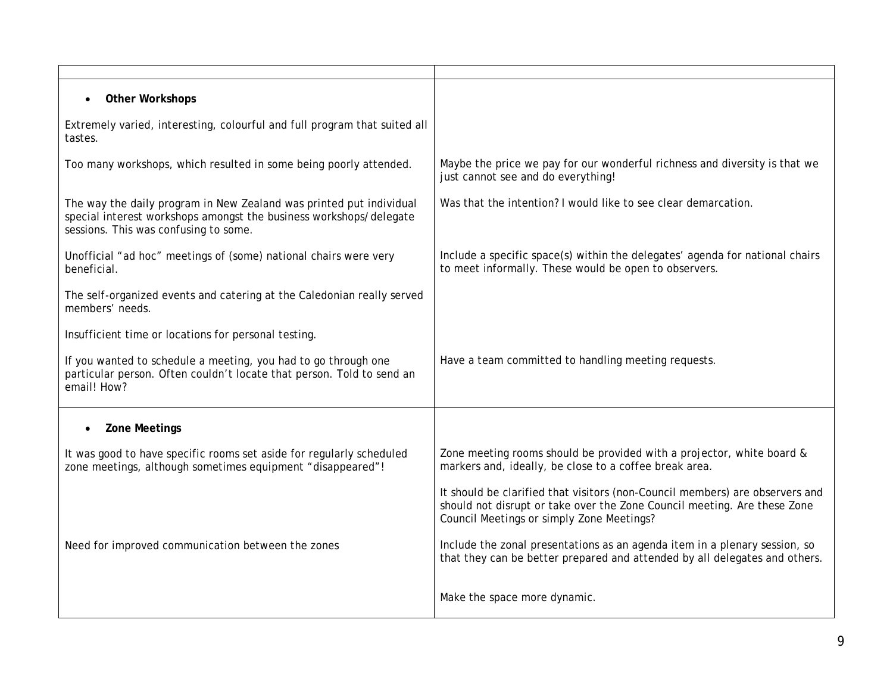| | |
|---|---|
| • **Other Workshops** | |
| Extremely varied, interesting, colourful and full program that suited all tastes. | |
| Too many workshops, which resulted in some being poorly attended. | Maybe the price we pay for our wonderful richness and diversity is that we just cannot see and do everything! |
| The way the daily program in New Zealand was printed put individual special interest workshops amongst the business workshops/delegate sessions. This was confusing to some. | Was that the intention? I would like to see clear demarcation. |
| Unofficial "ad hoc" meetings of (some) national chairs were very beneficial. | Include a specific space(s) within the delegates' agenda for national chairs to meet informally. These would be open to observers. |
| The self-organized events and catering at the Caledonian really served members' needs. | |
| Insufficient time or locations for personal testing. | |
| If you wanted to schedule a meeting, you had to go through one particular person. Often couldn't locate that person. Told to send an email! How? | Have a team committed to handling meeting requests. |
| • **Zone Meetings** | |
| It was good to have specific rooms set aside for regularly scheduled zone meetings, although sometimes equipment "disappeared"! | Zone meeting rooms should be provided with a projector, white board & markers and, ideally, be close to a coffee break area. |
| | It should be clarified that visitors (non-Council members) are observers and should not disrupt or take over the Zone Council meeting. Are these Zone Council Meetings or simply Zone Meetings? |
| Need for improved communication between the zones | Include the zonal presentations as an agenda item in a plenary session, so that they can be better prepared and attended by all delegates and others. |
| | Make the space more dynamic. |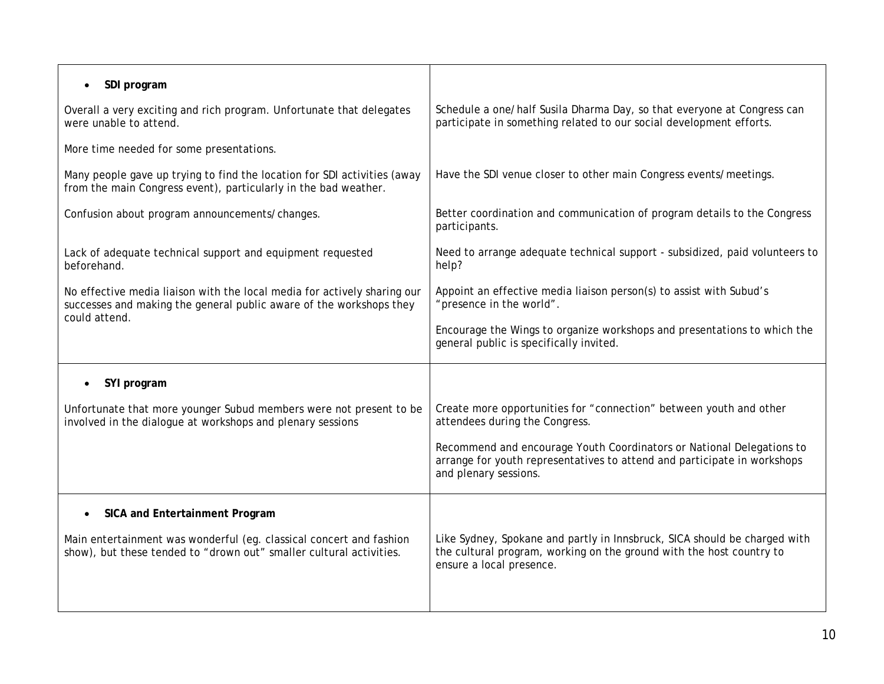| | |
|---|---|
| • **SDI program** | |
| Overall a very exciting and rich program. Unfortunate that delegates were unable to attend. | Schedule a one/half Susila Dharma Day, so that everyone at Congress can participate in something related to our social development efforts. |
| More time needed for some presentations. | |
| Many people gave up trying to find the location for SDI activities (away from the main Congress event), particularly in the bad weather. | Have the SDI venue closer to other main Congress events/meetings. |
| Confusion about program announcements/changes. | Better coordination and communication of program details to the Congress participants. |
| Lack of adequate technical support and equipment requested beforehand. | Need to arrange adequate technical support - subsidized, paid volunteers to help? |
| No effective media liaison with the local media for actively sharing our successes and making the general public aware of the workshops they could attend. | Appoint an effective media liaison person(s) to assist with Subud's "presence in the world".<br><br>Encourage the Wings to organize workshops and presentations to which the general public is specifically invited. |
| • **SYI program** | |
| Unfortunate that more younger Subud members were not present to be involved in the dialogue at workshops and plenary sessions | Create more opportunities for "connection" between youth and other attendees during the Congress.<br><br>Recommend and encourage Youth Coordinators or National Delegations to arrange for youth representatives to attend and participate in workshops and plenary sessions. |
| • **SICA and Entertainment Program** | |
| Main entertainment was wonderful (eg. classical concert and fashion show), but these tended to "drown out" smaller cultural activities. | Like Sydney, Spokane and partly in Innsbruck, SICA should be charged with the cultural program, working on the ground with the host country to ensure a local presence. |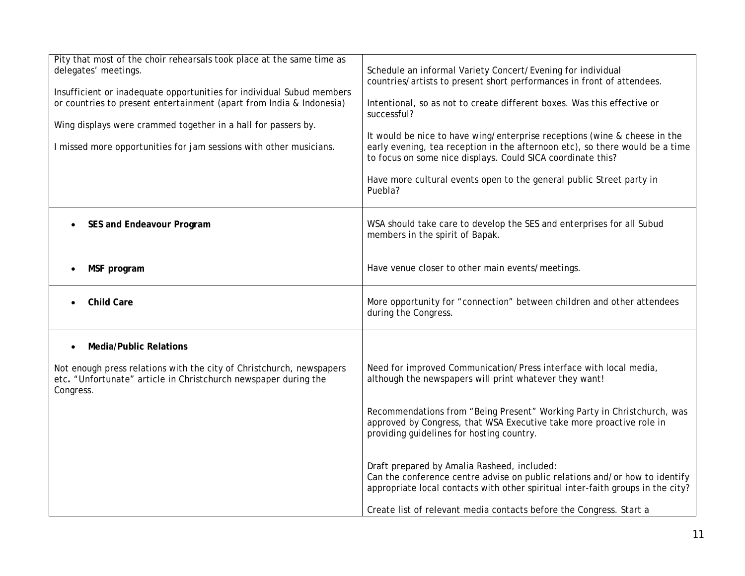| | |
|---|---|
| Pity that most of the choir rehearsals took place at the same time as delegates' meetings.<br><br>Insufficient or inadequate opportunities for individual Subud members or countries to present entertainment (apart from India & Indonesia)<br><br>Wing displays were crammed together in a hall for passers by.<br><br>I missed more opportunities for jam sessions with other musicians. | Schedule an informal Variety Concert/Evening for individual countries/artists to present short performances in front of attendees.<br><br>Intentional, so as not to create different boxes. Was this effective or successful?<br><br>It would be nice to have wing/enterprise receptions (wine & cheese in the early evening, tea reception in the afternoon etc), so there would be a time to focus on some nice displays. Could SICA coordinate this?<br><br>Have more cultural events open to the general public Street party in Puebla? |
| • **SES and Endeavour Program** | WSA should take care to develop the SES and enterprises for all Subud members in the spirit of Bapak. |
| • **MSF program** | Have venue closer to other main events/meetings. |
| • **Child Care** | More opportunity for "connection" between children and other attendees during the Congress. |
| • **Media/Public Relations**<br><br>Not enough press relations with the city of Christchurch, newspapers etc**.** "Unfortunate" article in Christchurch newspaper during the Congress. | Need for improved Communication/Press interface with local media, although the newspapers will print whatever they want!<br><br>Recommendations from "Being Present" Working Party in Christchurch, was approved by Congress, that WSA Executive take more proactive role in providing guidelines for hosting country.<br><br>Draft prepared by Amalia Rasheed, included:<br>Can the conference centre advise on public relations and/or how to identify appropriate local contacts with other spiritual inter-faith groups in the city?<br><br>Create list of relevant media contacts before the Congress. Start a |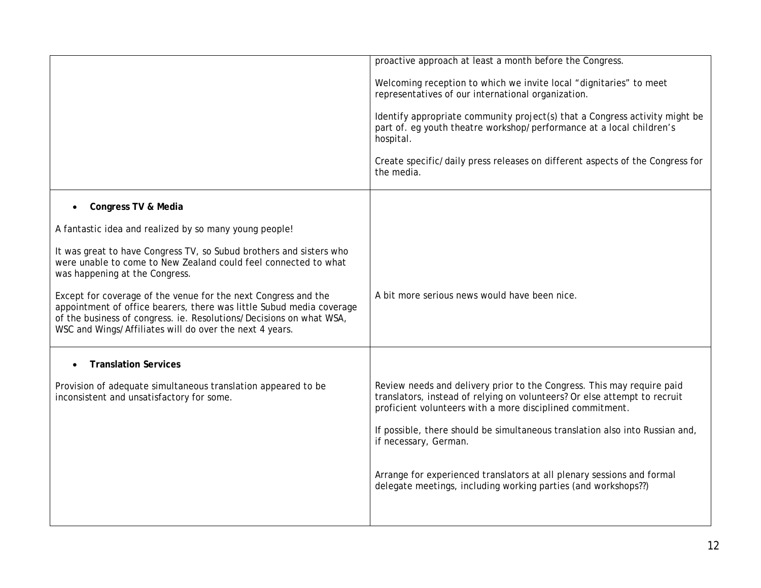| | |
|---|---|
| | proactive approach at least a month before the Congress.<br><br>Welcoming reception to which we invite local "dignitaries" to meet representatives of our international organization.<br><br>Identify appropriate community project(s) that a Congress activity might be part of. eg youth theatre workshop/performance at a local children's hospital.<br><br>Create specific/daily press releases on different aspects of the Congress for the media. |
| • **Congress TV & Media**<br><br>A fantastic idea and realized by so many young people!<br><br>It was great to have Congress TV, so Subud brothers and sisters who were unable to come to New Zealand could feel connected to what was happening at the Congress.<br><br>Except for coverage of the venue for the next Congress and the appointment of office bearers, there was little Subud media coverage of the business of congress. ie. Resolutions/Decisions on what WSA, WSC and Wings/Affiliates will do over the next 4 years. | A bit more serious news would have been nice. |
| • **Translation Services**<br><br>Provision of adequate simultaneous translation appeared to be inconsistent and unsatisfactory for some. | Review needs and delivery prior to the Congress. This may require paid translators, instead of relying on volunteers? Or else attempt to recruit proficient volunteers with a more disciplined commitment.<br><br>If possible, there should be simultaneous translation also into Russian and, if necessary, German.<br><br>Arrange for experienced translators at all plenary sessions and formal delegate meetings, including working parties (and workshops??) |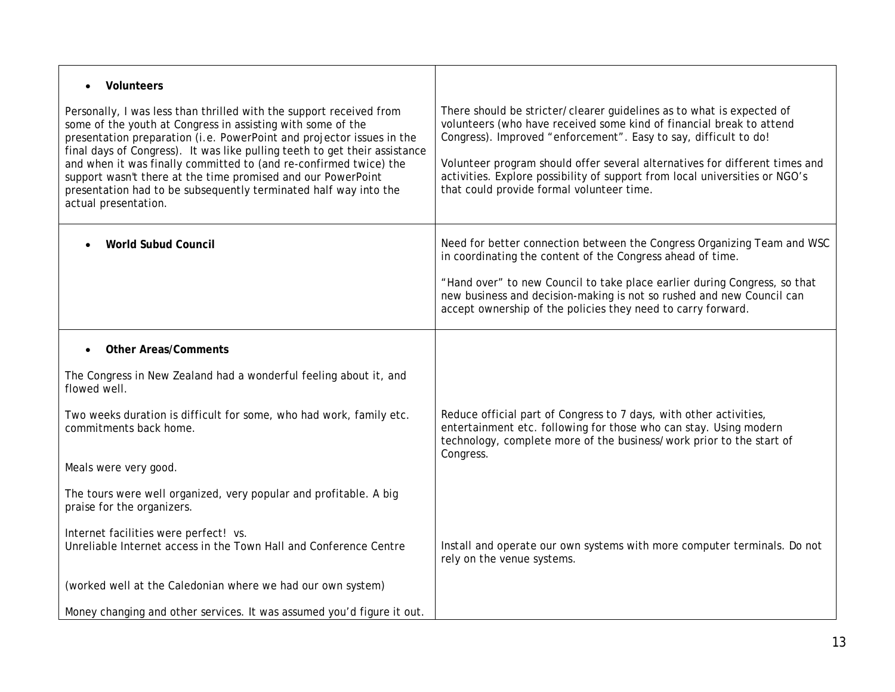| | |
|---|---|
| • **Volunteers**<br><br>Personally, I was less than thrilled with the support received from some of the youth at Congress in assisting with some of the presentation preparation (i.e. PowerPoint and projector issues in the final days of Congress). It was like pulling teeth to get their assistance and when it was finally committed to (and re-confirmed twice) the support wasn't there at the time promised and our PowerPoint presentation had to be subsequently terminated half way into the actual presentation. | There should be stricter/clearer guidelines as to what is expected of volunteers (who have received some kind of financial break to attend Congress). Improved "enforcement". Easy to say, difficult to do!<br><br>Volunteer program should offer several alternatives for different times and activities. Explore possibility of support from local universities or NGO's that could provide formal volunteer time. |
| • **World Subud Council** | Need for better connection between the Congress Organizing Team and WSC in coordinating the content of the Congress ahead of time.<br><br>"Hand over" to new Council to take place earlier during Congress, so that new business and decision-making is not so rushed and new Council can accept ownership of the policies they need to carry forward. |
| • **Other Areas/Comments**<br><br>The Congress in New Zealand had a wonderful feeling about it, and flowed well. | |
| Two weeks duration is difficult for some, who had work, family etc. commitments back home. | Reduce official part of Congress to 7 days, with other activities, entertainment etc. following for those who can stay. Using modern technology, complete more of the business/work prior to the start of Congress. |
| Meals were very good. | |
| The tours were well organized, very popular and profitable. A big praise for the organizers. | |
| Internet facilities were perfect! vs.<br>Unreliable Internet access in the Town Hall and Conference Centre | Install and operate our own systems with more computer terminals. Do not rely on the venue systems. |
| (worked well at the Caledonian where we had our own system) | |
| Money changing and other services. It was assumed you'd figure it out. | |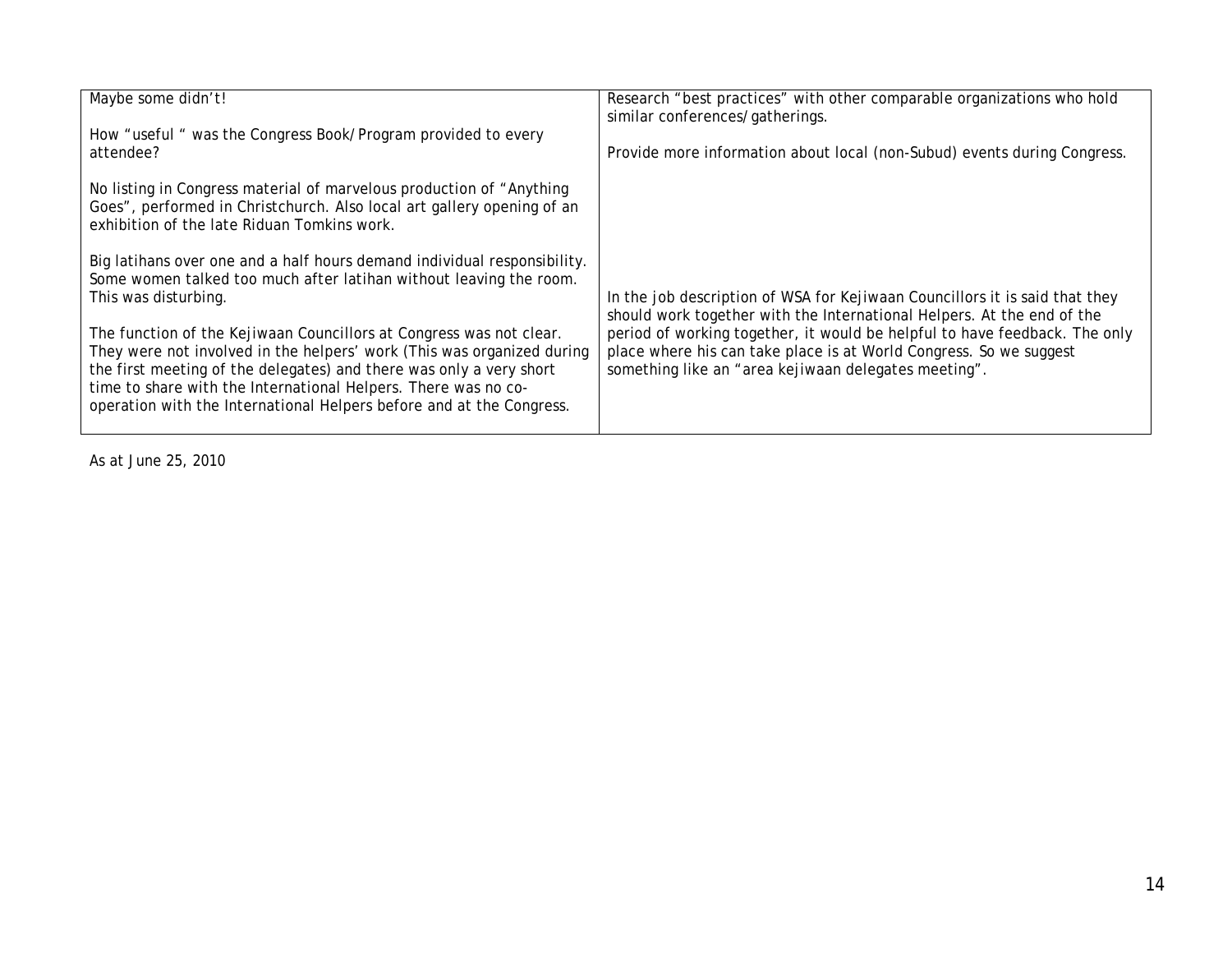| | |
|---|---|
| Maybe some didn't!<br><br>How "useful " was the Congress Book/Program provided to every attendee?<br><br>No listing in Congress material of marvelous production of "Anything Goes", performed in Christchurch. Also local art gallery opening of an exhibition of the late Riduan Tomkins work. | Research "best practices" with other comparable organizations who hold similar conferences/gatherings.<br><br>Provide more information about local (non-Subud) events during Congress. |
| Big latihans over one and a half hours demand individual responsibility. Some women talked too much after latihan without leaving the room. This was disturbing. | |
| The function of the Kejiwaan Councillors at Congress was not clear. They were not involved in the helpers' work (This was organized during the first meeting of the delegates) and there was only a very short time to share with the International Helpers. There was no co-operation with the International Helpers before and at the Congress. | In the job description of WSA for Kejiwaan Councillors it is said that they should work together with the International Helpers. At the end of the period of working together, it would be helpful to have feedback. The only place where his can take place is at World Congress. So we suggest something like an "area kejiwaan delegates meeting". |

As at June 25, 2010